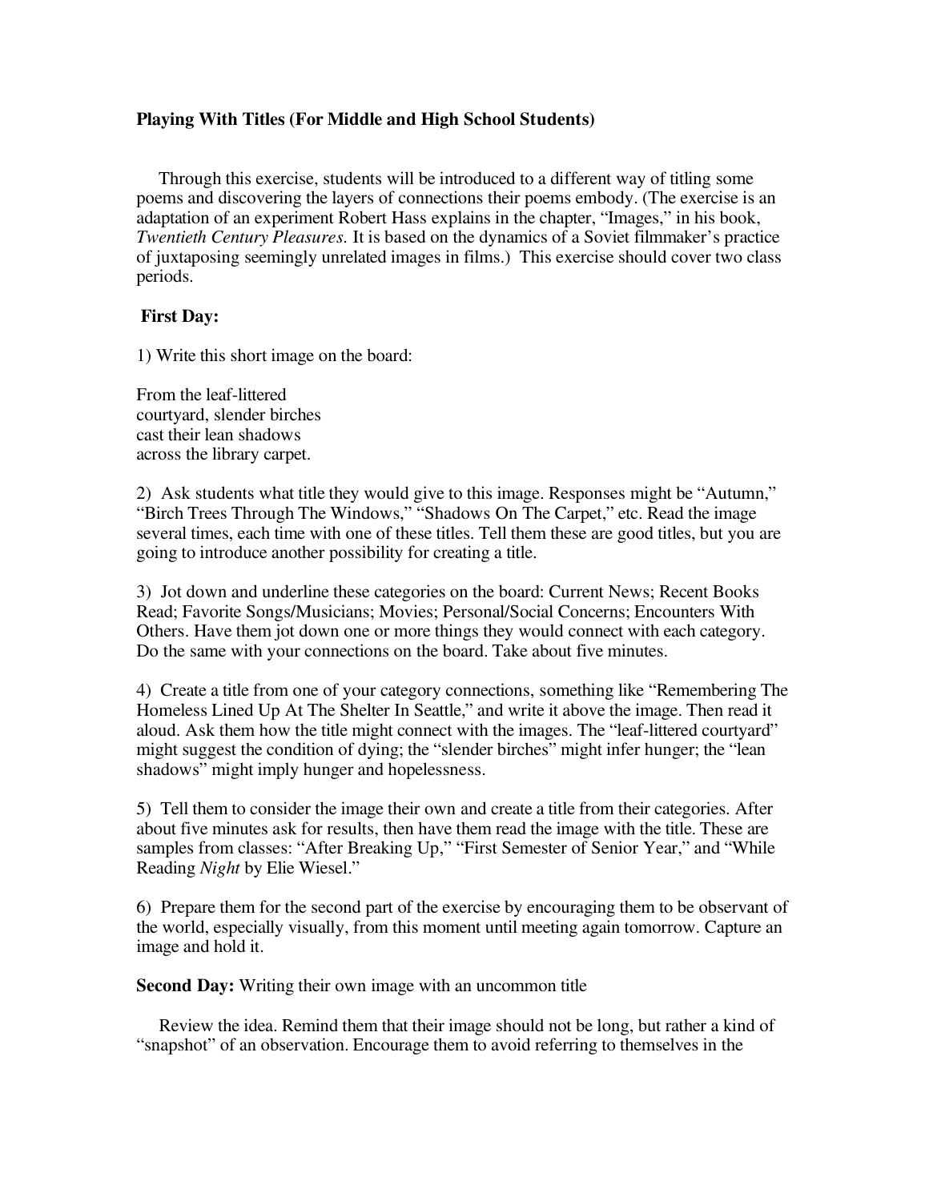**Playing With Titles (For Middle and High School Students)**

Through this exercise, students will be introduced to a different way of titling some poems and discovering the layers of connections their poems embody. (The exercise is an adaptation of an experiment Robert Hass explains in the chapter, "Images," in his book, *Twentieth Century Pleasures.* It is based on the dynamics of a Soviet filmmaker's practice of juxtaposing seemingly unrelated images in films.) This exercise should cover two class periods.

**First Day:**

1) Write this short image on the board:

From the leaf-littered
courtyard, slender birches
cast their lean shadows
across the library carpet.

2) Ask students what title they would give to this image. Responses might be "Autumn," "Birch Trees Through The Windows," "Shadows On The Carpet," etc. Read the image several times, each time with one of these titles. Tell them these are good titles, but you are going to introduce another possibility for creating a title.

3) Jot down and underline these categories on the board: Current News; Recent Books Read; Favorite Songs/Musicians; Movies; Personal/Social Concerns; Encounters With Others. Have them jot down one or more things they would connect with each category. Do the same with your connections on the board. Take about five minutes.

4) Create a title from one of your category connections, something like "Remembering The Homeless Lined Up At The Shelter In Seattle," and write it above the image. Then read it aloud. Ask them how the title might connect with the images. The "leaf-littered courtyard" might suggest the condition of dying; the "slender birches" might infer hunger; the "lean shadows" might imply hunger and hopelessness.

5) Tell them to consider the image their own and create a title from their categories. After about five minutes ask for results, then have them read the image with the title. These are samples from classes: "After Breaking Up," "First Semester of Senior Year," and "While Reading *Night* by Elie Wiesel."

6) Prepare them for the second part of the exercise by encouraging them to be observant of the world, especially visually, from this moment until meeting again tomorrow. Capture an image and hold it.

**Second Day:** Writing their own image with an uncommon title

Review the idea. Remind them that their image should not be long, but rather a kind of "snapshot" of an observation. Encourage them to avoid referring to themselves in the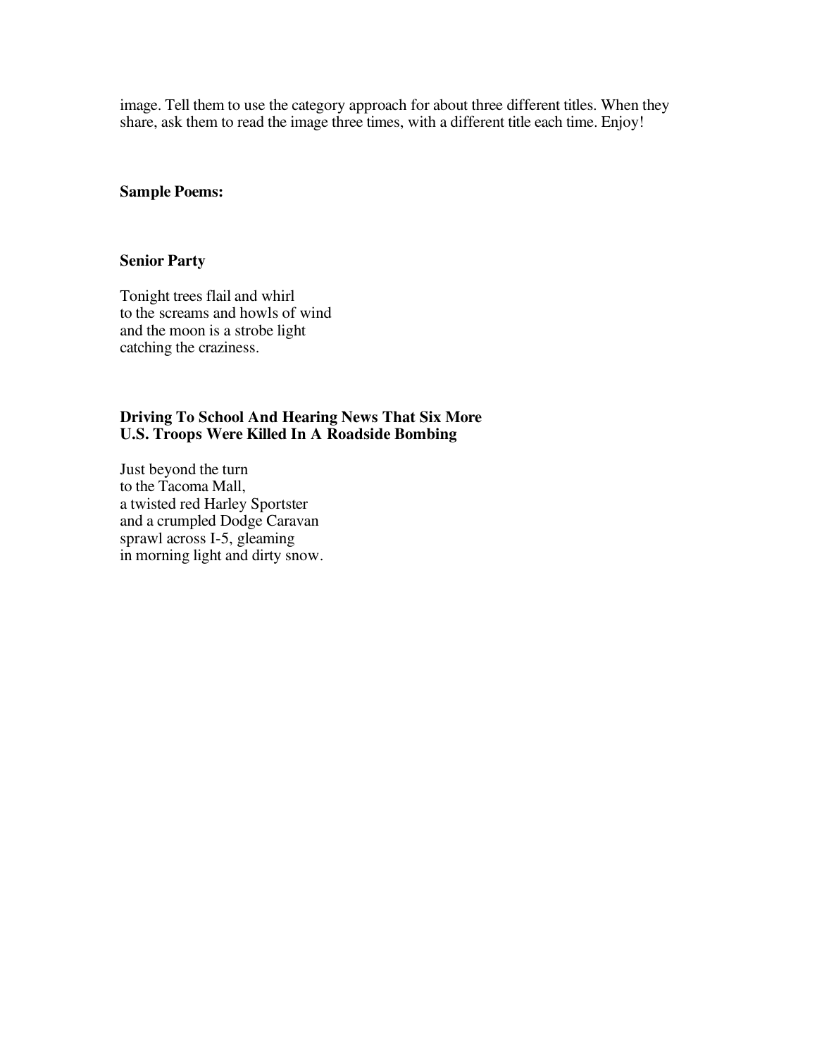image. Tell them to use the category approach for about three different titles. When they share, ask them to read the image three times, with a different title each time. Enjoy!

**Sample Poems:**

**Senior Party**

Tonight trees flail and whirl  
to the screams and howls of wind  
and the moon is a strobe light  
catching the craziness.

**Driving To School And Hearing News That Six More U.S. Troops Were Killed In A Roadside Bombing**

Just beyond the turn  
to the Tacoma Mall,  
a twisted red Harley Sportster  
and a crumpled Dodge Caravan  
sprawl across I-5, gleaming  
in morning light and dirty snow.